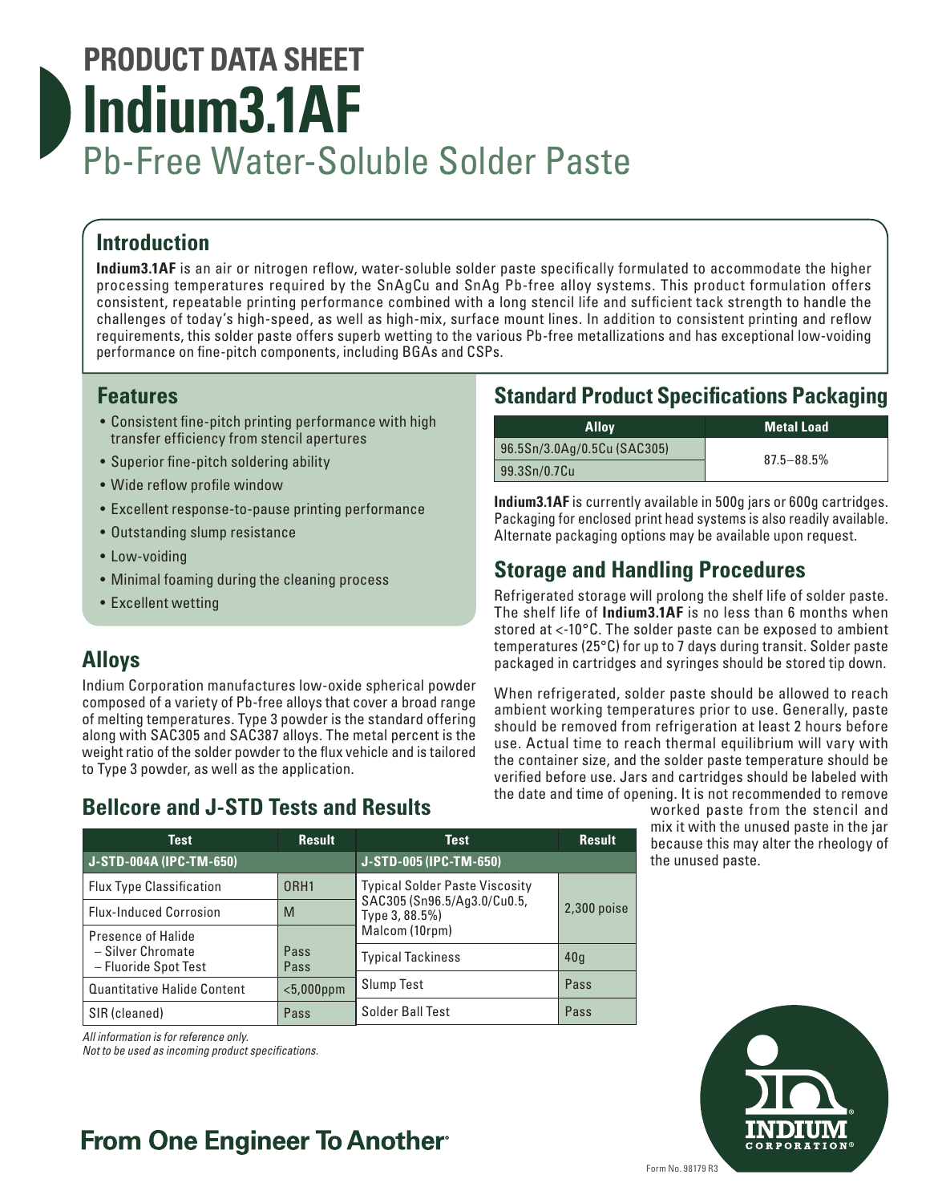# PRODUCT DATA SHEET
# Indium3.1AF
## Pb-Free Water-Soluble Solder Paste

## Introduction

**Indium3.1AF** is an air or nitrogen reflow, water-soluble solder paste specifically formulated to accommodate the higher processing temperatures required by the SnAgCu and SnAg Pb-free alloy systems. This product formulation offers consistent, repeatable printing performance combined with a long stencil life and sufficient tack strength to handle the challenges of today's high-speed, as well as high-mix, surface mount lines. In addition to consistent printing and reflow requirements, this solder paste offers superb wetting to the various Pb-free metallizations and has exceptional low-voiding performance on fine-pitch components, including BGAs and CSPs.

## Features

- Consistent fine-pitch printing performance with high transfer efficiency from stencil apertures
- Superior fine-pitch soldering ability
- Wide reflow profile window
- Excellent response-to-pause printing performance
- Outstanding slump resistance
- Low-voiding
- Minimal foaming during the cleaning process
- Excellent wetting

## Alloys

Indium Corporation manufactures low-oxide spherical powder composed of a variety of Pb-free alloys that cover a broad range of melting temperatures. Type 3 powder is the standard offering along with SAC305 and SAC387 alloys. The metal percent is the weight ratio of the solder powder to the flux vehicle and is tailored to Type 3 powder, as well as the application.

## Bellcore and J-STD Tests and Results

| Test | Result | Test | Result |
|---|---|---|---|
| **J-STD-004A (IPC-TM-650)** | | **J-STD-005 (IPC-TM-650)** | |
| Flux Type Classification | ORH1 | Typical Solder Paste Viscosity SAC305 (Sn96.5/Ag3.0/Cu0.5, Type 3, 88.5%) Malcom (10rpm) | 2,300 poise |
| Flux-Induced Corrosion | M | | |
| Presence of Halide – Silver Chromate – Fluoride Spot Test | Pass Pass | Typical Tackiness | 40g |
| Quantitative Halide Content | <5,000ppm | Slump Test | Pass |
| SIR (cleaned) | Pass | Solder Ball Test | Pass |

*All information is for reference only.*
*Not to be used as incoming product specifications.*

## Standard Product Specifications Packaging

| Alloy | Metal Load |
|---|---|
| 96.5Sn/3.0Ag/0.5Cu (SAC305) | 87.5–88.5% |
| 99.3Sn/0.7Cu | |

**Indium3.1AF** is currently available in 500g jars or 600g cartridges. Packaging for enclosed print head systems is also readily available. Alternate packaging options may be available upon request.

## Storage and Handling Procedures

Refrigerated storage will prolong the shelf life of solder paste. The shelf life of **Indium3.1AF** is no less than 6 months when stored at <-10°C. The solder paste can be exposed to ambient temperatures (25°C) for up to 7 days during transit. Solder paste packaged in cartridges and syringes should be stored tip down.

When refrigerated, solder paste should be allowed to reach ambient working temperatures prior to use. Generally, paste should be removed from refrigeration at least 2 hours before use. Actual time to reach thermal equilibrium will vary with the container size, and the solder paste temperature should be verified before use. Jars and cartridges should be labeled with the date and time of opening. It is not recommended to remove worked paste from the stencil and mix it with the unused paste in the jar because this may alter the rheology of the unused paste.

**From One Engineer To Another®**

Form No. 98179 R3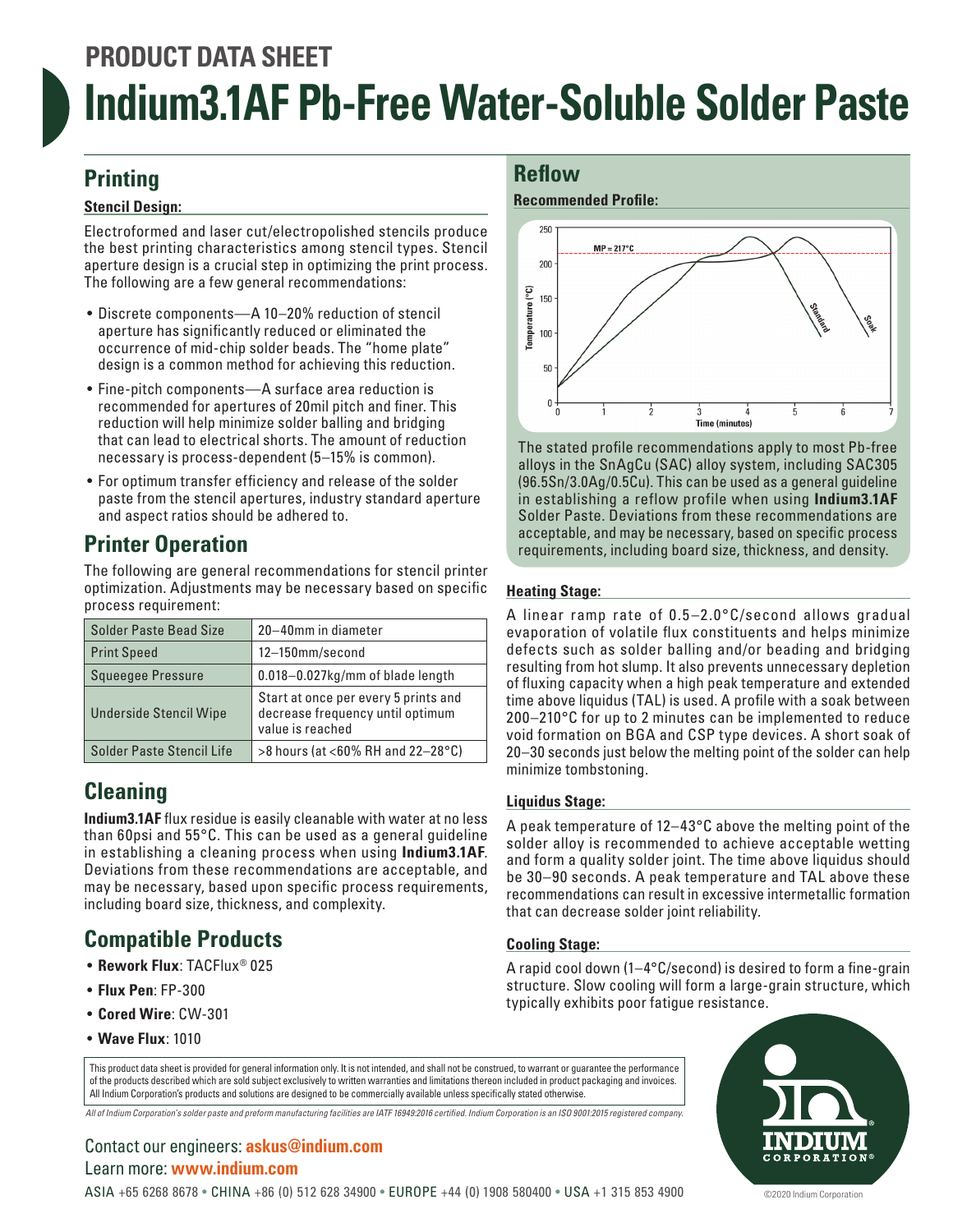# PRODUCT DATA SHEET

# Indium3.1AF Pb-Free Water-Soluble Solder Paste

## Printing

### Stencil Design:

Electroformed and laser cut/electropolished stencils produce the best printing characteristics among stencil types. Stencil aperture design is a crucial step in optimizing the print process. The following are a few general recommendations:

- Discrete components—A 10–20% reduction of stencil aperture has significantly reduced or eliminated the occurrence of mid-chip solder beads. The "home plate" design is a common method for achieving this reduction.
- Fine-pitch components—A surface area reduction is recommended for apertures of 20mil pitch and finer. This reduction will help minimize solder balling and bridging that can lead to electrical shorts. The amount of reduction necessary is process-dependent (5–15% is common).
- For optimum transfer efficiency and release of the solder paste from the stencil apertures, industry standard aperture and aspect ratios should be adhered to.

## Printer Operation

The following are general recommendations for stencil printer optimization. Adjustments may be necessary based on specific process requirement:

| | |
|---|---|
| Solder Paste Bead Size | 20–40mm in diameter |
| Print Speed | 12–150mm/second |
| Squeegee Pressure | 0.018–0.027kg/mm of blade length |
| Underside Stencil Wipe | Start at once per every 5 prints and decrease frequency until optimum value is reached |
| Solder Paste Stencil Life | >8 hours (at <60% RH and 22–28°C) |

## Cleaning

**Indium3.1AF** flux residue is easily cleanable with water at no less than 60psi and 55°C. This can be used as a general guideline in establishing a cleaning process when using **Indium3.1AF**. Deviations from these recommendations are acceptable, and may be necessary, based upon specific process requirements, including board size, thickness, and complexity.

## Compatible Products

- **Rework Flux**: TACFlux® 025
- **Flux Pen**: FP-300
- **Cored Wire**: CW-301
- **Wave Flux**: 1010

## Reflow

### Recommended Profile:

MP = 217°C
Temperature (°C)
250
200
150
100
50
0
Time (minutes)
0 1 2 3 4 5 6 7
Standard
Soak

The stated profile recommendations apply to most Pb-free alloys in the SnAgCu (SAC) alloy system, including SAC305 (96.5Sn/3.0Ag/0.5Cu). This can be used as a general guideline in establishing a reflow profile when using **Indium3.1AF** Solder Paste. Deviations from these recommendations are acceptable, and may be necessary, based on specific process requirements, including board size, thickness, and density.

### Heating Stage:

A linear ramp rate of 0.5–2.0°C/second allows gradual evaporation of volatile flux constituents and helps minimize defects such as solder balling and/or beading and bridging resulting from hot slump. It also prevents unnecessary depletion of fluxing capacity when a high peak temperature and extended time above liquidus (TAL) is used. A profile with a soak between 200–210°C for up to 2 minutes can be implemented to reduce void formation on BGA and CSP type devices. A short soak of 20–30 seconds just below the melting point of the solder can help minimize tombstoning.

### Liquidus Stage:

A peak temperature of 12–43°C above the melting point of the solder alloy is recommended to achieve acceptable wetting and form a quality solder joint. The time above liquidus should be 30–90 seconds. A peak temperature and TAL above these recommendations can result in excessive intermetallic formation that can decrease solder joint reliability.

### Cooling Stage:

A rapid cool down (1–4°C/second) is desired to form a fine-grain structure. Slow cooling will form a large-grain structure, which typically exhibits poor fatigue resistance.

This product data sheet is provided for general information only. It is not intended, and shall not be construed, to warrant or guarantee the performance of the products described which are sold subject exclusively to written warranties and limitations thereon included in product packaging and invoices. All Indium Corporation's products and solutions are designed to be commercially available unless specifically stated otherwise.

*All of Indium Corporation's solder paste and preform manufacturing facilities are IATF 16949:2016 certified. Indium Corporation is an ISO 9001:2015 registered company.*

Contact our engineers: **askus@indium.com**

Learn more: **www.indium.com**

ASIA +65 6268 8678 • CHINA +86 (0) 512 628 34900 • EUROPE +44 (0) 1908 580400 • USA +1 315 853 4900

©2020 Indium Corporation